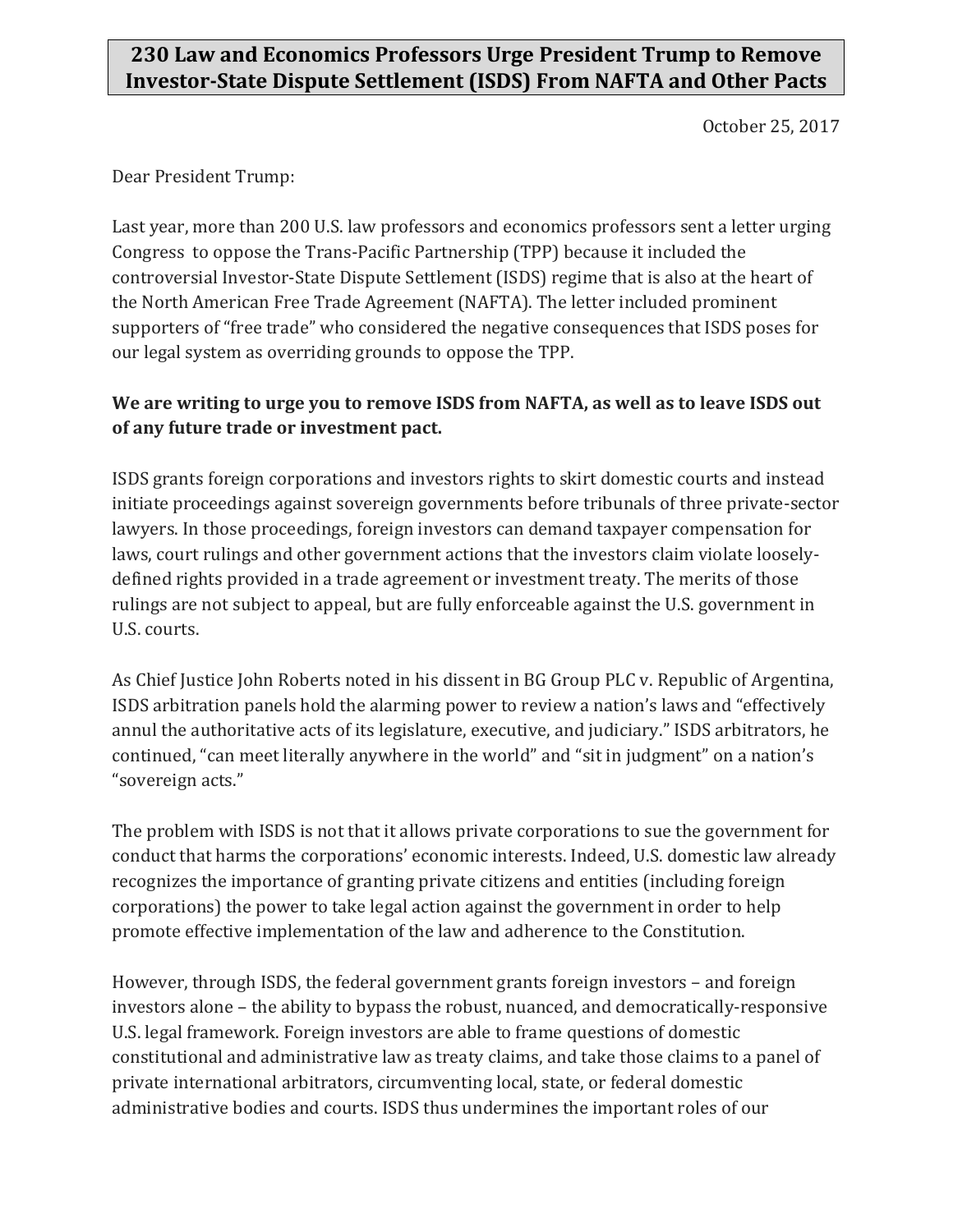# 230 Law and Economics Professors Urge President Trump to Remove Investor-State Dispute Settlement (ISDS) From NAFTA and Other Pacts

October 25, 2017

Dear President Trump:

Last year, more than 200 U.S. law professors and economics professors sent a letter urging Congress to oppose the Trans-Pacific Partnership (TPP) because it included the controversial Investor-State Dispute Settlement (ISDS) regime that is also at the heart of the North American Free Trade Agreement (NAFTA). The letter included prominent supporters of "free trade" who considered the negative consequences that ISDS poses for our legal system as overriding grounds to oppose the TPP.

**We are writing to urge you to remove ISDS from NAFTA, as well as to leave ISDS out of any future trade or investment pact.**

ISDS grants foreign corporations and investors rights to skirt domestic courts and instead initiate proceedings against sovereign governments before tribunals of three private-sector lawyers. In those proceedings, foreign investors can demand taxpayer compensation for laws, court rulings and other government actions that the investors claim violate loosely-defined rights provided in a trade agreement or investment treaty. The merits of those rulings are not subject to appeal, but are fully enforceable against the U.S. government in U.S. courts.

As Chief Justice John Roberts noted in his dissent in BG Group PLC v. Republic of Argentina, ISDS arbitration panels hold the alarming power to review a nation's laws and "effectively annul the authoritative acts of its legislature, executive, and judiciary." ISDS arbitrators, he continued, "can meet literally anywhere in the world" and "sit in judgment" on a nation's "sovereign acts."

The problem with ISDS is not that it allows private corporations to sue the government for conduct that harms the corporations' economic interests. Indeed, U.S. domestic law already recognizes the importance of granting private citizens and entities (including foreign corporations) the power to take legal action against the government in order to help promote effective implementation of the law and adherence to the Constitution.

However, through ISDS, the federal government grants foreign investors – and foreign investors alone – the ability to bypass the robust, nuanced, and democratically-responsive U.S. legal framework. Foreign investors are able to frame questions of domestic constitutional and administrative law as treaty claims, and take those claims to a panel of private international arbitrators, circumventing local, state, or federal domestic administrative bodies and courts. ISDS thus undermines the important roles of our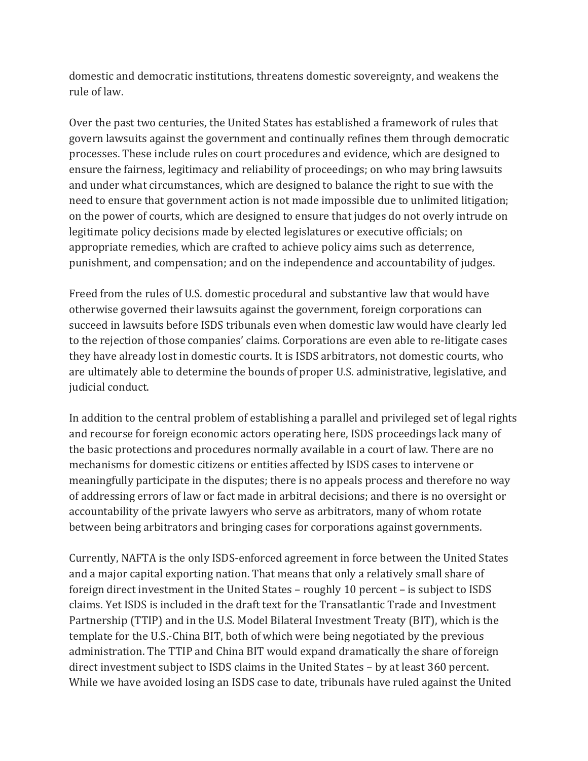domestic and democratic institutions, threatens domestic sovereignty, and weakens the rule of law.

Over the past two centuries, the United States has established a framework of rules that govern lawsuits against the government and continually refines them through democratic processes. These include rules on court procedures and evidence, which are designed to ensure the fairness, legitimacy and reliability of proceedings; on who may bring lawsuits and under what circumstances, which are designed to balance the right to sue with the need to ensure that government action is not made impossible due to unlimited litigation; on the power of courts, which are designed to ensure that judges do not overly intrude on legitimate policy decisions made by elected legislatures or executive officials; on appropriate remedies, which are crafted to achieve policy aims such as deterrence, punishment, and compensation; and on the independence and accountability of judges.

Freed from the rules of U.S. domestic procedural and substantive law that would have otherwise governed their lawsuits against the government, foreign corporations can succeed in lawsuits before ISDS tribunals even when domestic law would have clearly led to the rejection of those companies' claims. Corporations are even able to re-litigate cases they have already lost in domestic courts. It is ISDS arbitrators, not domestic courts, who are ultimately able to determine the bounds of proper U.S. administrative, legislative, and judicial conduct.

In addition to the central problem of establishing a parallel and privileged set of legal rights and recourse for foreign economic actors operating here, ISDS proceedings lack many of the basic protections and procedures normally available in a court of law. There are no mechanisms for domestic citizens or entities affected by ISDS cases to intervene or meaningfully participate in the disputes; there is no appeals process and therefore no way of addressing errors of law or fact made in arbitral decisions; and there is no oversight or accountability of the private lawyers who serve as arbitrators, many of whom rotate between being arbitrators and bringing cases for corporations against governments.

Currently, NAFTA is the only ISDS-enforced agreement in force between the United States and a major capital exporting nation. That means that only a relatively small share of foreign direct investment in the United States – roughly 10 percent – is subject to ISDS claims. Yet ISDS is included in the draft text for the Transatlantic Trade and Investment Partnership (TTIP) and in the U.S. Model Bilateral Investment Treaty (BIT), which is the template for the U.S.-China BIT, both of which were being negotiated by the previous administration. The TTIP and China BIT would expand dramatically the share of foreign direct investment subject to ISDS claims in the United States – by at least 360 percent. While we have avoided losing an ISDS case to date, tribunals have ruled against the United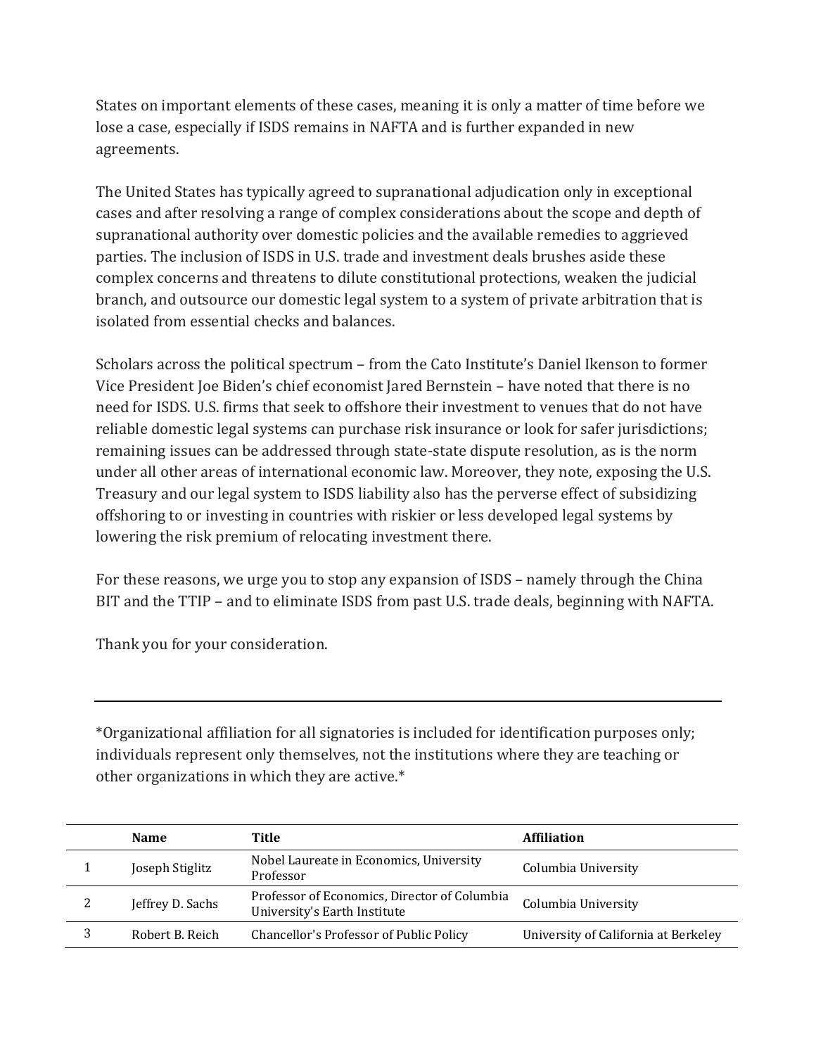States on important elements of these cases, meaning it is only a matter of time before we lose a case, especially if ISDS remains in NAFTA and is further expanded in new agreements.

The United States has typically agreed to supranational adjudication only in exceptional cases and after resolving a range of complex considerations about the scope and depth of supranational authority over domestic policies and the available remedies to aggrieved parties. The inclusion of ISDS in U.S. trade and investment deals brushes aside these complex concerns and threatens to dilute constitutional protections, weaken the judicial branch, and outsource our domestic legal system to a system of private arbitration that is isolated from essential checks and balances.

Scholars across the political spectrum – from the Cato Institute's Daniel Ikenson to former Vice President Joe Biden's chief economist Jared Bernstein – have noted that there is no need for ISDS. U.S. firms that seek to offshore their investment to venues that do not have reliable domestic legal systems can purchase risk insurance or look for safer jurisdictions; remaining issues can be addressed through state-state dispute resolution, as is the norm under all other areas of international economic law. Moreover, they note, exposing the U.S. Treasury and our legal system to ISDS liability also has the perverse effect of subsidizing offshoring to or investing in countries with riskier or less developed legal systems by lowering the risk premium of relocating investment there.

For these reasons, we urge you to stop any expansion of ISDS – namely through the China BIT and the TTIP – and to eliminate ISDS from past U.S. trade deals, beginning with NAFTA.

Thank you for your consideration.

---

*Organizational affiliation for all signatories is included for identification purposes only; individuals represent only themselves, not the institutions where they are teaching or other organizations in which they are active.*

| | Name | Title | Affiliation |
|---|---|---|---|
| 1 | Joseph Stiglitz | Nobel Laureate in Economics, University Professor | Columbia University |
| 2 | Jeffrey D. Sachs | Professor of Economics, Director of Columbia University's Earth Institute | Columbia University |
| 3 | Robert B. Reich | Chancellor's Professor of Public Policy | University of California at Berkeley |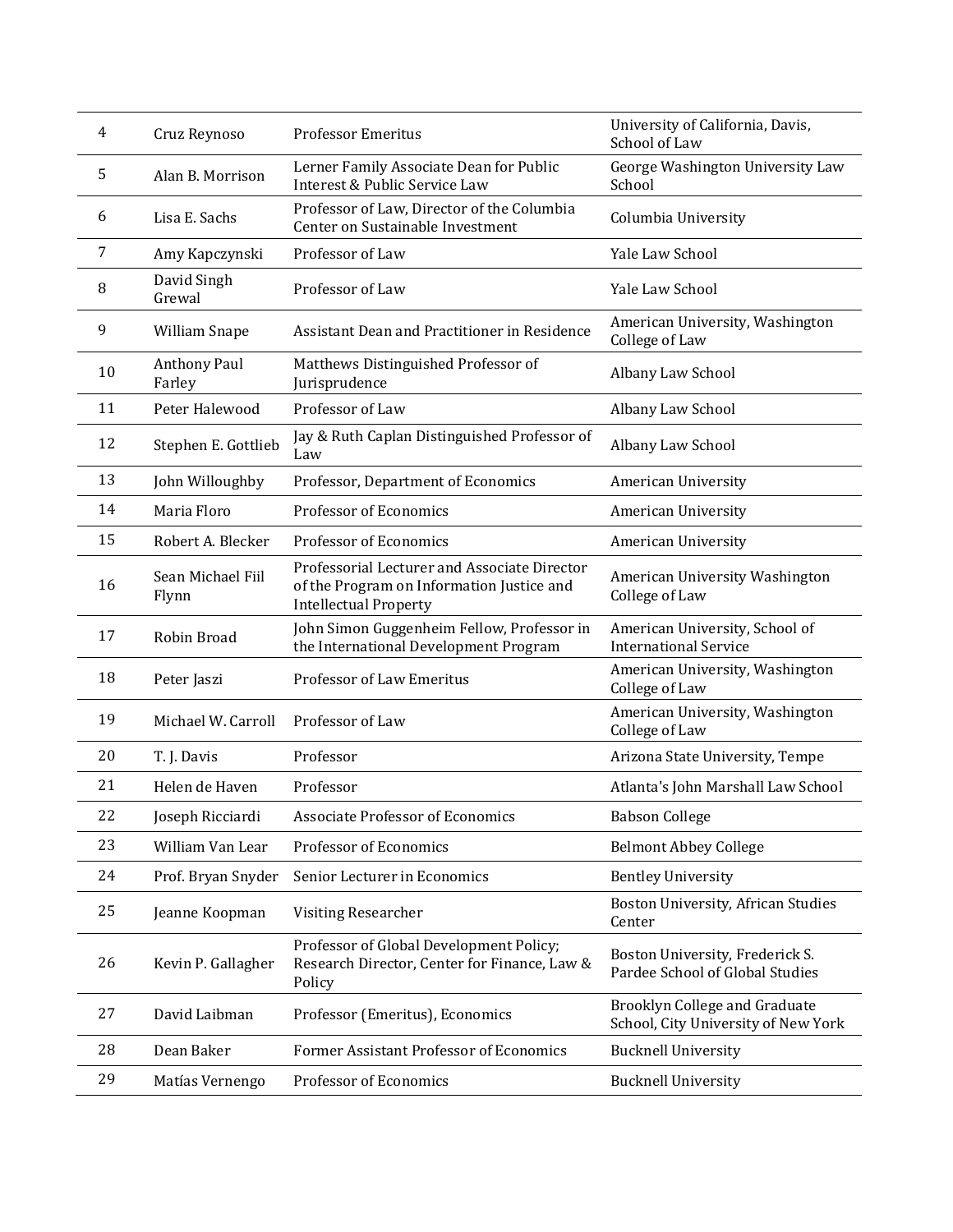| 4 | Cruz Reynoso | Professor Emeritus | University of California, Davis, School of Law |
|---|---|---|---|
| 5 | Alan B. Morrison | Lerner Family Associate Dean for Public Interest & Public Service Law | George Washington University Law School |
| 6 | Lisa E. Sachs | Professor of Law, Director of the Columbia Center on Sustainable Investment | Columbia University |
| 7 | Amy Kapczynski | Professor of Law | Yale Law School |
| 8 | David Singh Grewal | Professor of Law | Yale Law School |
| 9 | William Snape | Assistant Dean and Practitioner in Residence | American University, Washington College of Law |
| 10 | Anthony Paul Farley | Matthews Distinguished Professor of Jurisprudence | Albany Law School |
| 11 | Peter Halewood | Professor of Law | Albany Law School |
| 12 | Stephen E. Gottlieb | Jay & Ruth Caplan Distinguished Professor of Law | Albany Law School |
| 13 | John Willoughby | Professor, Department of Economics | American University |
| 14 | Maria Floro | Professor of Economics | American University |
| 15 | Robert A. Blecker | Professor of Economics | American University |
| 16 | Sean Michael Fiil Flynn | Professorial Lecturer and Associate Director of the Program on Information Justice and Intellectual Property | American University Washington College of Law |
| 17 | Robin Broad | John Simon Guggenheim Fellow, Professor in the International Development Program | American University, School of International Service |
| 18 | Peter Jaszi | Professor of Law Emeritus | American University, Washington College of Law |
| 19 | Michael W. Carroll | Professor of Law | American University, Washington College of Law |
| 20 | T. J. Davis | Professor | Arizona State University, Tempe |
| 21 | Helen de Haven | Professor | Atlanta's John Marshall Law School |
| 22 | Joseph Ricciardi | Associate Professor of Economics | Babson College |
| 23 | William Van Lear | Professor of Economics | Belmont Abbey College |
| 24 | Prof. Bryan Snyder | Senior Lecturer in Economics | Bentley University |
| 25 | Jeanne Koopman | Visiting Researcher | Boston University, African Studies Center |
| 26 | Kevin P. Gallagher | Professor of Global Development Policy; Research Director, Center for Finance, Law & Policy | Boston University, Frederick S. Pardee School of Global Studies |
| 27 | David Laibman | Professor (Emeritus), Economics | Brooklyn College and Graduate School, City University of New York |
| 28 | Dean Baker | Former Assistant Professor of Economics | Bucknell University |
| 29 | Matías Vernengo | Professor of Economics | Bucknell University |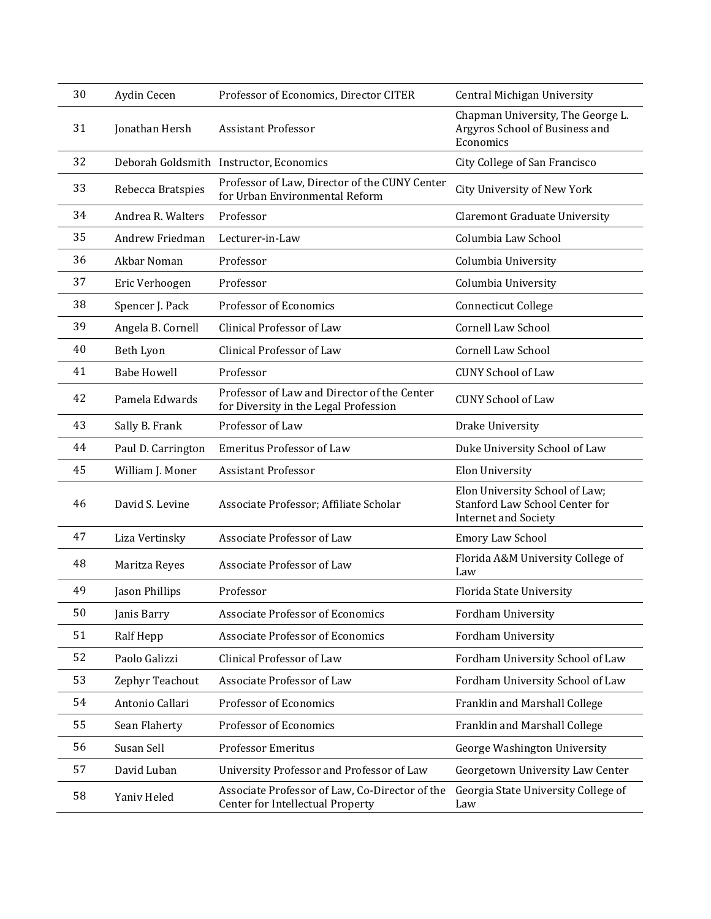| | | | |
|---|---|---|---|
| 30 | Aydin Cecen | Professor of Economics, Director CITER | Central Michigan University |
| 31 | Jonathan Hersh | Assistant Professor | Chapman University, The George L. Argyros School of Business and Economics |
| 32 | Deborah Goldsmith | Instructor, Economics | City College of San Francisco |
| 33 | Rebecca Bratspies | Professor of Law, Director of the CUNY Center for Urban Environmental Reform | City University of New York |
| 34 | Andrea R. Walters | Professor | Claremont Graduate University |
| 35 | Andrew Friedman | Lecturer-in-Law | Columbia Law School |
| 36 | Akbar Noman | Professor | Columbia University |
| 37 | Eric Verhoogen | Professor | Columbia University |
| 38 | Spencer J. Pack | Professor of Economics | Connecticut College |
| 39 | Angela B. Cornell | Clinical Professor of Law | Cornell Law School |
| 40 | Beth Lyon | Clinical Professor of Law | Cornell Law School |
| 41 | Babe Howell | Professor | CUNY School of Law |
| 42 | Pamela Edwards | Professor of Law and Director of the Center for Diversity in the Legal Profession | CUNY School of Law |
| 43 | Sally B. Frank | Professor of Law | Drake University |
| 44 | Paul D. Carrington | Emeritus Professor of Law | Duke University School of Law |
| 45 | William J. Moner | Assistant Professor | Elon University |
| 46 | David S. Levine | Associate Professor; Affiliate Scholar | Elon University School of Law; Stanford Law School Center for Internet and Society |
| 47 | Liza Vertinsky | Associate Professor of Law | Emory Law School |
| 48 | Maritza Reyes | Associate Professor of Law | Florida A&M University College of Law |
| 49 | Jason Phillips | Professor | Florida State University |
| 50 | Janis Barry | Associate Professor of Economics | Fordham University |
| 51 | Ralf Hepp | Associate Professor of Economics | Fordham University |
| 52 | Paolo Galizzi | Clinical Professor of Law | Fordham University School of Law |
| 53 | Zephyr Teachout | Associate Professor of Law | Fordham University School of Law |
| 54 | Antonio Callari | Professor of Economics | Franklin and Marshall College |
| 55 | Sean Flaherty | Professor of Economics | Franklin and Marshall College |
| 56 | Susan Sell | Professor Emeritus | George Washington University |
| 57 | David Luban | University Professor and Professor of Law | Georgetown University Law Center |
| 58 | Yaniv Heled | Associate Professor of Law, Co-Director of the Center for Intellectual Property | Georgia State University College of Law |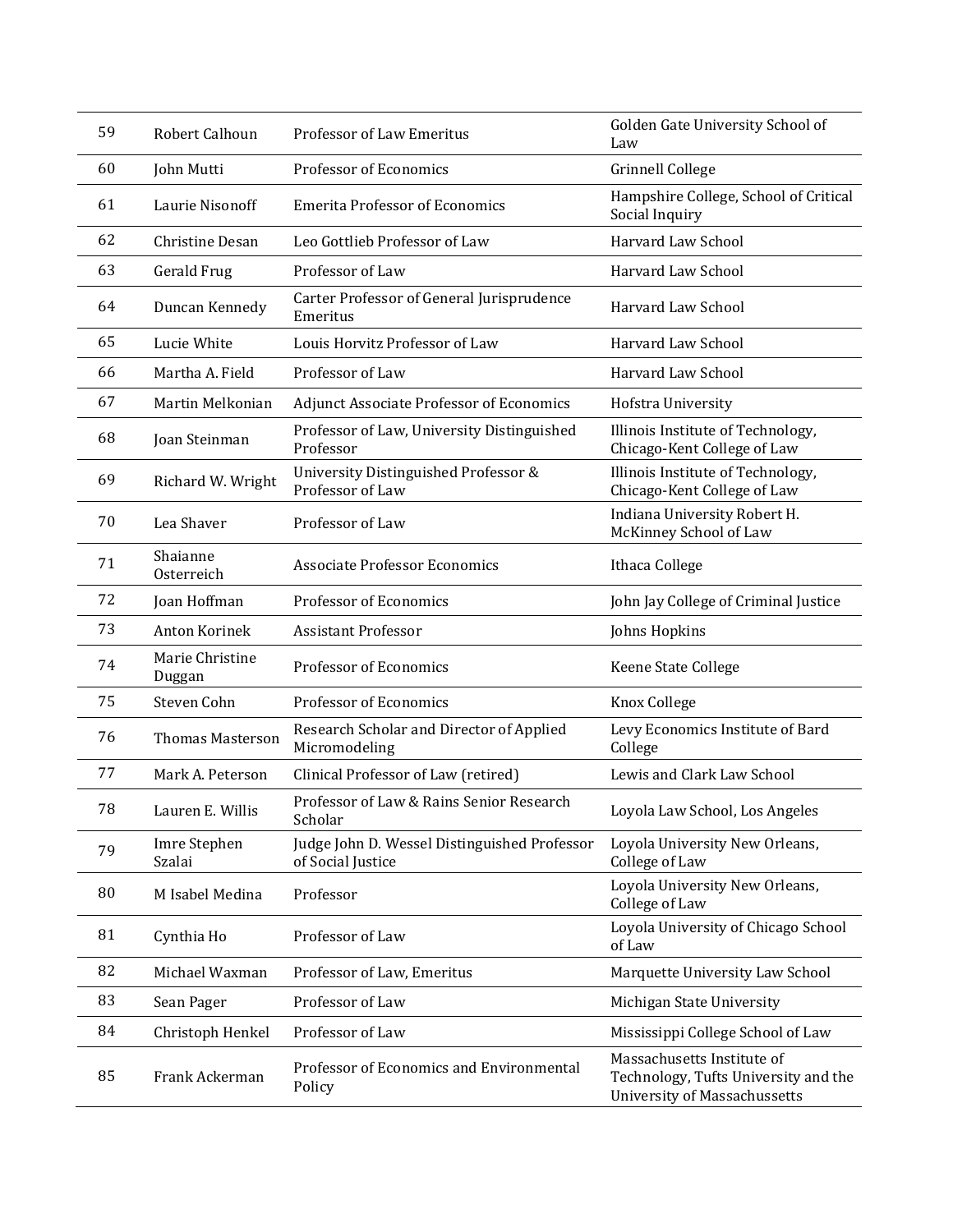| 59 | Robert Calhoun | Professor of Law Emeritus | Golden Gate University School of Law |
|---|---|---|---|
| 60 | John Mutti | Professor of Economics | Grinnell College |
| 61 | Laurie Nisonoff | Emerita Professor of Economics | Hampshire College, School of Critical Social Inquiry |
| 62 | Christine Desan | Leo Gottlieb Professor of Law | Harvard Law School |
| 63 | Gerald Frug | Professor of Law | Harvard Law School |
| 64 | Duncan Kennedy | Carter Professor of General Jurisprudence Emeritus | Harvard Law School |
| 65 | Lucie White | Louis Horvitz Professor of Law | Harvard Law School |
| 66 | Martha A. Field | Professor of Law | Harvard Law School |
| 67 | Martin Melkonian | Adjunct Associate Professor of Economics | Hofstra University |
| 68 | Joan Steinman | Professor of Law, University Distinguished Professor | Illinois Institute of Technology, Chicago-Kent College of Law |
| 69 | Richard W. Wright | University Distinguished Professor & Professor of Law | Illinois Institute of Technology, Chicago-Kent College of Law |
| 70 | Lea Shaver | Professor of Law | Indiana University Robert H. McKinney School of Law |
| 71 | Shaianne Osterreich | Associate Professor Economics | Ithaca College |
| 72 | Joan Hoffman | Professor of Economics | John Jay College of Criminal Justice |
| 73 | Anton Korinek | Assistant Professor | Johns Hopkins |
| 74 | Marie Christine Duggan | Professor of Economics | Keene State College |
| 75 | Steven Cohn | Professor of Economics | Knox College |
| 76 | Thomas Masterson | Research Scholar and Director of Applied Micromodeling | Levy Economics Institute of Bard College |
| 77 | Mark A. Peterson | Clinical Professor of Law (retired) | Lewis and Clark Law School |
| 78 | Lauren E. Willis | Professor of Law & Rains Senior Research Scholar | Loyola Law School, Los Angeles |
| 79 | Imre Stephen Szalai | Judge John D. Wessel Distinguished Professor of Social Justice | Loyola University New Orleans, College of Law |
| 80 | M Isabel Medina | Professor | Loyola University New Orleans, College of Law |
| 81 | Cynthia Ho | Professor of Law | Loyola University of Chicago School of Law |
| 82 | Michael Waxman | Professor of Law, Emeritus | Marquette University Law School |
| 83 | Sean Pager | Professor of Law | Michigan State University |
| 84 | Christoph Henkel | Professor of Law | Mississippi College School of Law |
| 85 | Frank Ackerman | Professor of Economics and Environmental Policy | Massachusetts Institute of Technology, Tufts University and the University of Massachussetts |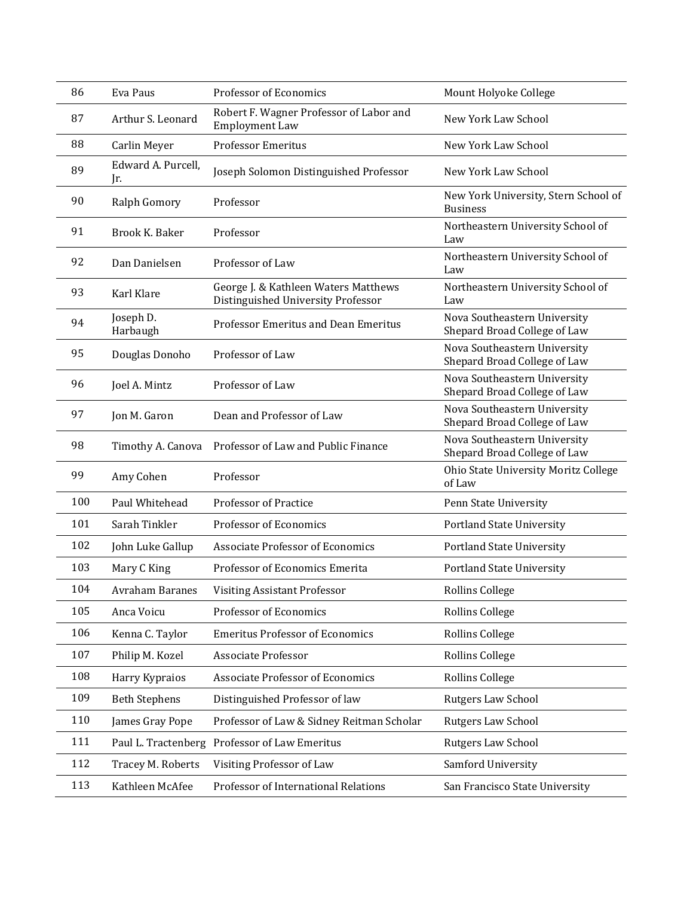| | | | |
|---|---|---|---|
| 86 | Eva Paus | Professor of Economics | Mount Holyoke College |
| 87 | Arthur S. Leonard | Robert F. Wagner Professor of Labor and Employment Law | New York Law School |
| 88 | Carlin Meyer | Professor Emeritus | New York Law School |
| 89 | Edward A. Purcell, Jr. | Joseph Solomon Distinguished Professor | New York Law School |
| 90 | Ralph Gomory | Professor | New York University, Stern School of Business |
| 91 | Brook K. Baker | Professor | Northeastern University School of Law |
| 92 | Dan Danielsen | Professor of Law | Northeastern University School of Law |
| 93 | Karl Klare | George J. & Kathleen Waters Matthews Distinguished University Professor | Northeastern University School of Law |
| 94 | Joseph D. Harbaugh | Professor Emeritus and Dean Emeritus | Nova Southeastern University Shepard Broad College of Law |
| 95 | Douglas Donoho | Professor of Law | Nova Southeastern University Shepard Broad College of Law |
| 96 | Joel A. Mintz | Professor of Law | Nova Southeastern University Shepard Broad College of Law |
| 97 | Jon M. Garon | Dean and Professor of Law | Nova Southeastern University Shepard Broad College of Law |
| 98 | Timothy A. Canova | Professor of Law and Public Finance | Nova Southeastern University Shepard Broad College of Law |
| 99 | Amy Cohen | Professor | Ohio State University Moritz College of Law |
| 100 | Paul Whitehead | Professor of Practice | Penn State University |
| 101 | Sarah Tinkler | Professor of Economics | Portland State University |
| 102 | John Luke Gallup | Associate Professor of Economics | Portland State University |
| 103 | Mary C King | Professor of Economics Emerita | Portland State University |
| 104 | Avraham Baranes | Visiting Assistant Professor | Rollins College |
| 105 | Anca Voicu | Professor of Economics | Rollins College |
| 106 | Kenna C. Taylor | Emeritus Professor of Economics | Rollins College |
| 107 | Philip M. Kozel | Associate Professor | Rollins College |
| 108 | Harry Kypraios | Associate Professor of Economics | Rollins College |
| 109 | Beth Stephens | Distinguished Professor of law | Rutgers Law School |
| 110 | James Gray Pope | Professor of Law & Sidney Reitman Scholar | Rutgers Law School |
| 111 | Paul L. Tractenberg | Professor of Law Emeritus | Rutgers Law School |
| 112 | Tracey M. Roberts | Visiting Professor of Law | Samford University |
| 113 | Kathleen McAfee | Professor of International Relations | San Francisco State University |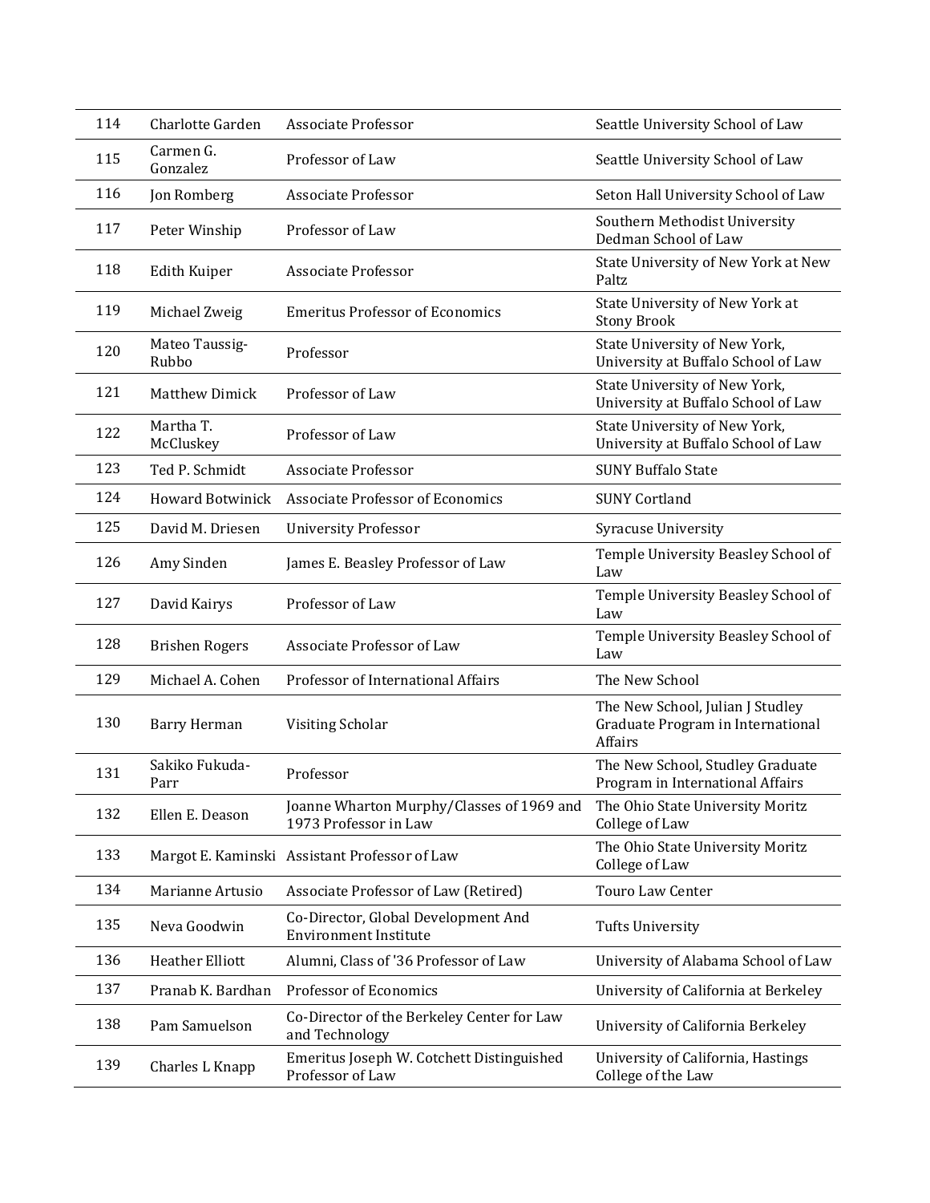| 114 | Charlotte Garden | Associate Professor | Seattle University School of Law |
|---|---|---|---|
| 115 | Carmen G. Gonzalez | Professor of Law | Seattle University School of Law |
| 116 | Jon Romberg | Associate Professor | Seton Hall University School of Law |
| 117 | Peter Winship | Professor of Law | Southern Methodist University Dedman School of Law |
| 118 | Edith Kuiper | Associate Professor | State University of New York at New Paltz |
| 119 | Michael Zweig | Emeritus Professor of Economics | State University of New York at Stony Brook |
| 120 | Mateo Taussig-Rubbo | Professor | State University of New York, University at Buffalo School of Law |
| 121 | Matthew Dimick | Professor of Law | State University of New York, University at Buffalo School of Law |
| 122 | Martha T. McCluskey | Professor of Law | State University of New York, University at Buffalo School of Law |
| 123 | Ted P. Schmidt | Associate Professor | SUNY Buffalo State |
| 124 | Howard Botwinick | Associate Professor of Economics | SUNY Cortland |
| 125 | David M. Driesen | University Professor | Syracuse University |
| 126 | Amy Sinden | James E. Beasley Professor of Law | Temple University Beasley School of Law |
| 127 | David Kairys | Professor of Law | Temple University Beasley School of Law |
| 128 | Brishen Rogers | Associate Professor of Law | Temple University Beasley School of Law |
| 129 | Michael A. Cohen | Professor of International Affairs | The New School |
| 130 | Barry Herman | Visiting Scholar | The New School, Julian J Studley Graduate Program in International Affairs |
| 131 | Sakiko Fukuda-Parr | Professor | The New School, Studley Graduate Program in International Affairs |
| 132 | Ellen E. Deason | Joanne Wharton Murphy/Classes of 1969 and 1973 Professor in Law | The Ohio State University Moritz College of Law |
| 133 | Margot E. Kaminski | Assistant Professor of Law | The Ohio State University Moritz College of Law |
| 134 | Marianne Artusio | Associate Professor of Law (Retired) | Touro Law Center |
| 135 | Neva Goodwin | Co-Director, Global Development And Environment Institute | Tufts University |
| 136 | Heather Elliott | Alumni, Class of '36 Professor of Law | University of Alabama School of Law |
| 137 | Pranab K. Bardhan | Professor of Economics | University of California at Berkeley |
| 138 | Pam Samuelson | Co-Director of the Berkeley Center for Law and Technology | University of California Berkeley |
| 139 | Charles L Knapp | Emeritus Joseph W. Cotchett Distinguished Professor of Law | University of California, Hastings College of the Law |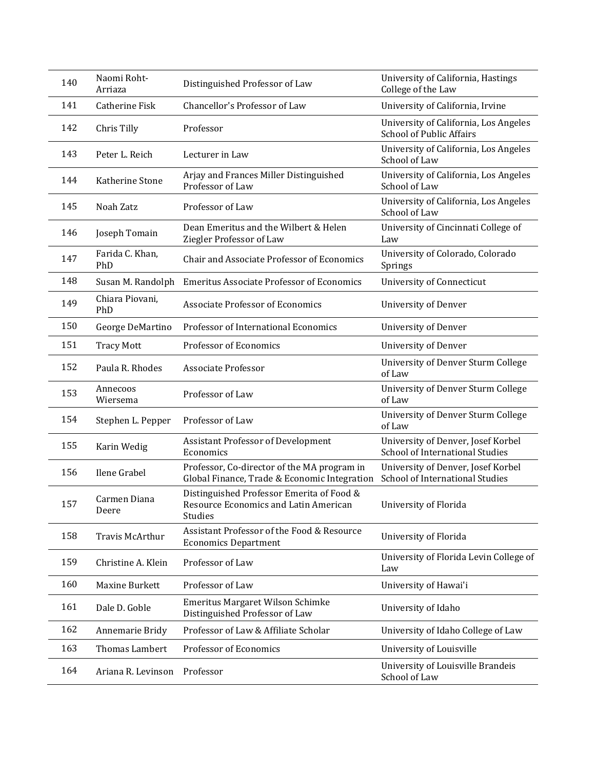| | | | |
|---|---|---|---|
| 140 | Naomi Roht-Arriaza | Distinguished Professor of Law | University of California, Hastings College of the Law |
| 141 | Catherine Fisk | Chancellor's Professor of Law | University of California, Irvine |
| 142 | Chris Tilly | Professor | University of California, Los Angeles School of Public Affairs |
| 143 | Peter L. Reich | Lecturer in Law | University of California, Los Angeles School of Law |
| 144 | Katherine Stone | Arjay and Frances Miller Distinguished Professor of Law | University of California, Los Angeles School of Law |
| 145 | Noah Zatz | Professor of Law | University of California, Los Angeles School of Law |
| 146 | Joseph Tomain | Dean Emeritus and the Wilbert & Helen Ziegler Professor of Law | University of Cincinnati College of Law |
| 147 | Farida C. Khan, PhD | Chair and Associate Professor of Economics | University of Colorado, Colorado Springs |
| 148 | Susan M. Randolph | Emeritus Associate Professor of Economics | University of Connecticut |
| 149 | Chiara Piovani, PhD | Associate Professor of Economics | University of Denver |
| 150 | George DeMartino | Professor of International Economics | University of Denver |
| 151 | Tracy Mott | Professor of Economics | University of Denver |
| 152 | Paula R. Rhodes | Associate Professor | University of Denver Sturm College of Law |
| 153 | Annecoos Wiersema | Professor of Law | University of Denver Sturm College of Law |
| 154 | Stephen L. Pepper | Professor of Law | University of Denver Sturm College of Law |
| 155 | Karin Wedig | Assistant Professor of Development Economics | University of Denver, Josef Korbel School of International Studies |
| 156 | Ilene Grabel | Professor, Co-director of the MA program in Global Finance, Trade & Economic Integration | University of Denver, Josef Korbel School of International Studies |
| 157 | Carmen Diana Deere | Distinguished Professor Emerita of Food & Resource Economics and Latin American Studies | University of Florida |
| 158 | Travis McArthur | Assistant Professor of the Food & Resource Economics Department | University of Florida |
| 159 | Christine A. Klein | Professor of Law | University of Florida Levin College of Law |
| 160 | Maxine Burkett | Professor of Law | University of Hawai'i |
| 161 | Dale D. Goble | Emeritus Margaret Wilson Schimke Distinguished Professor of Law | University of Idaho |
| 162 | Annemarie Bridy | Professor of Law & Affiliate Scholar | University of Idaho College of Law |
| 163 | Thomas Lambert | Professor of Economics | University of Louisville |
| 164 | Ariana R. Levinson | Professor | University of Louisville Brandeis School of Law |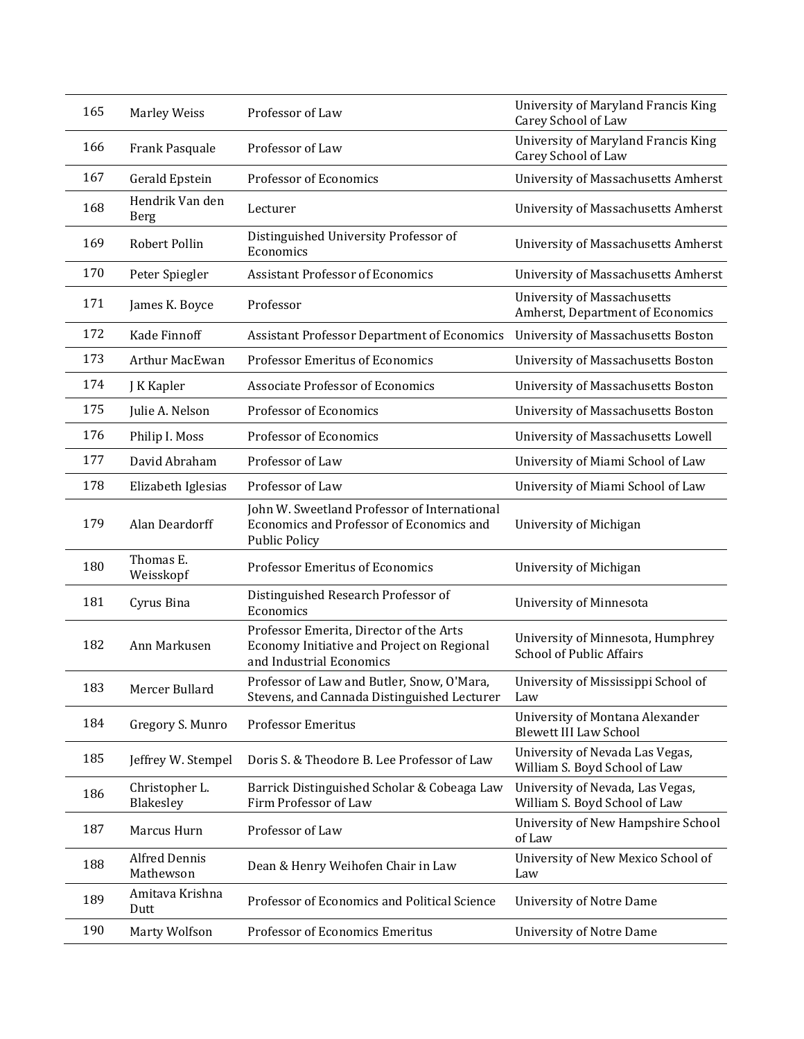| | | | |
|---|---|---|---|
| 165 | Marley Weiss | Professor of Law | University of Maryland Francis King Carey School of Law |
| 166 | Frank Pasquale | Professor of Law | University of Maryland Francis King Carey School of Law |
| 167 | Gerald Epstein | Professor of Economics | University of Massachusetts Amherst |
| 168 | Hendrik Van den Berg | Lecturer | University of Massachusetts Amherst |
| 169 | Robert Pollin | Distinguished University Professor of Economics | University of Massachusetts Amherst |
| 170 | Peter Spiegler | Assistant Professor of Economics | University of Massachusetts Amherst |
| 171 | James K. Boyce | Professor | University of Massachusetts Amherst, Department of Economics |
| 172 | Kade Finnoff | Assistant Professor Department of Economics | University of Massachusetts Boston |
| 173 | Arthur MacEwan | Professor Emeritus of Economics | University of Massachusetts Boston |
| 174 | J K Kapler | Associate Professor of Economics | University of Massachusetts Boston |
| 175 | Julie A. Nelson | Professor of Economics | University of Massachusetts Boston |
| 176 | Philip I. Moss | Professor of Economics | University of Massachusetts Lowell |
| 177 | David Abraham | Professor of Law | University of Miami School of Law |
| 178 | Elizabeth Iglesias | Professor of Law | University of Miami School of Law |
| 179 | Alan Deardorff | John W. Sweetland Professor of International Economics and Professor of Economics and Public Policy | University of Michigan |
| 180 | Thomas E. Weisskopf | Professor Emeritus of Economics | University of Michigan |
| 181 | Cyrus Bina | Distinguished Research Professor of Economics | University of Minnesota |
| 182 | Ann Markusen | Professor Emerita, Director of the Arts Economy Initiative and Project on Regional and Industrial Economics | University of Minnesota, Humphrey School of Public Affairs |
| 183 | Mercer Bullard | Professor of Law and Butler, Snow, O'Mara, Stevens, and Cannada Distinguished Lecturer | University of Mississippi School of Law |
| 184 | Gregory S. Munro | Professor Emeritus | University of Montana Alexander Blewett III Law School |
| 185 | Jeffrey W. Stempel | Doris S. & Theodore B. Lee Professor of Law | University of Nevada Las Vegas, William S. Boyd School of Law |
| 186 | Christopher L. Blakesley | Barrick Distinguished Scholar & Cobeaga Law Firm Professor of Law | University of Nevada, Las Vegas, William S. Boyd School of Law |
| 187 | Marcus Hurn | Professor of Law | University of New Hampshire School of Law |
| 188 | Alfred Dennis Mathewson | Dean & Henry Weihofen Chair in Law | University of New Mexico School of Law |
| 189 | Amitava Krishna Dutt | Professor of Economics and Political Science | University of Notre Dame |
| 190 | Marty Wolfson | Professor of Economics Emeritus | University of Notre Dame |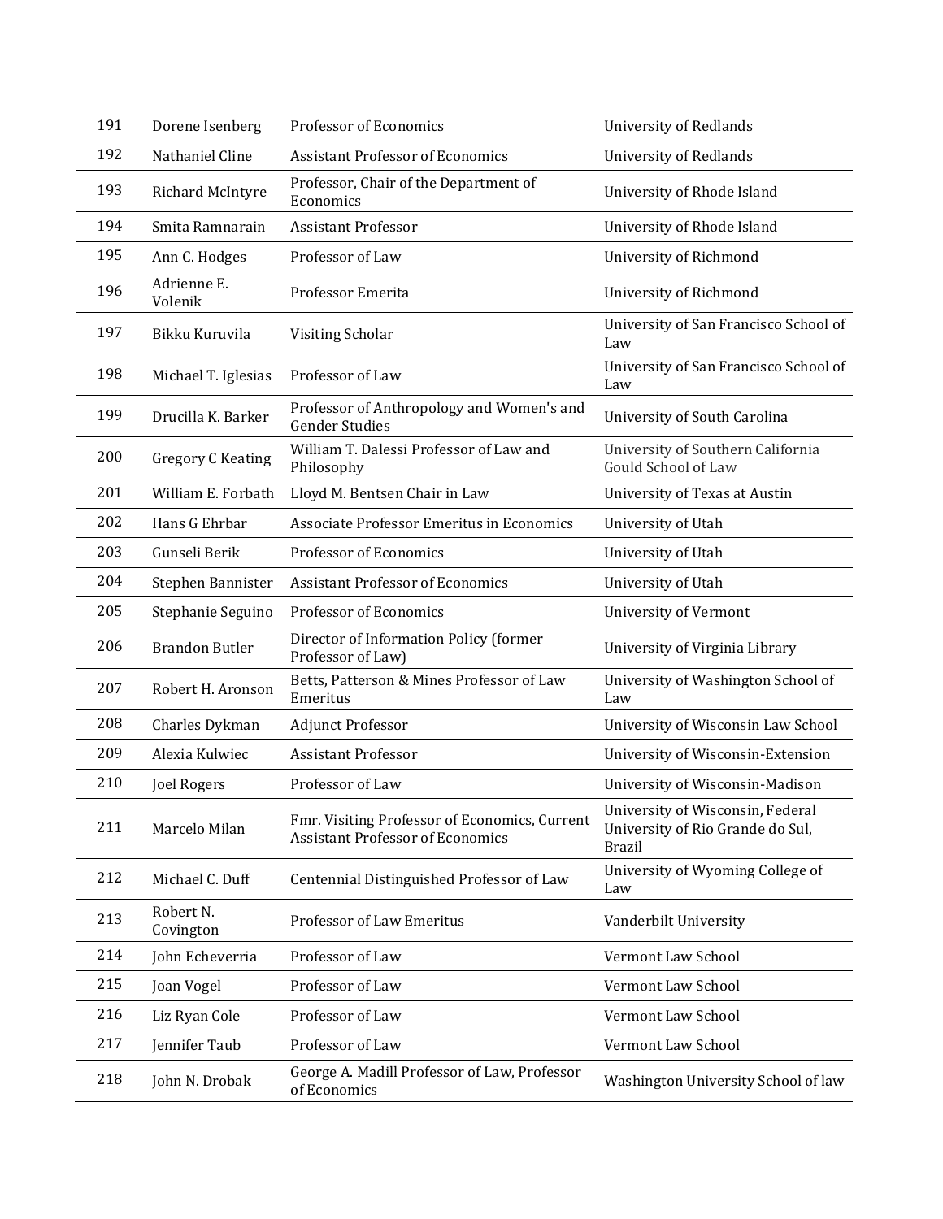| | | | |
|---|---|---|---|
| 191 | Dorene Isenberg | Professor of Economics | University of Redlands |
| 192 | Nathaniel Cline | Assistant Professor of Economics | University of Redlands |
| 193 | Richard McIntyre | Professor, Chair of the Department of Economics | University of Rhode Island |
| 194 | Smita Ramnarain | Assistant Professor | University of Rhode Island |
| 195 | Ann C. Hodges | Professor of Law | University of Richmond |
| 196 | Adrienne E. Volenik | Professor Emerita | University of Richmond |
| 197 | Bikku Kuruvila | Visiting Scholar | University of San Francisco School of Law |
| 198 | Michael T. Iglesias | Professor of Law | University of San Francisco School of Law |
| 199 | Drucilla K. Barker | Professor of Anthropology and Women's and Gender Studies | University of South Carolina |
| 200 | Gregory C Keating | William T. Dalessi Professor of Law and Philosophy | University of Southern California Gould School of Law |
| 201 | William E. Forbath | Lloyd M. Bentsen Chair in Law | University of Texas at Austin |
| 202 | Hans G Ehrbar | Associate Professor Emeritus in Economics | University of Utah |
| 203 | Gunseli Berik | Professor of Economics | University of Utah |
| 204 | Stephen Bannister | Assistant Professor of Economics | University of Utah |
| 205 | Stephanie Seguino | Professor of Economics | University of Vermont |
| 206 | Brandon Butler | Director of Information Policy (former Professor of Law) | University of Virginia Library |
| 207 | Robert H. Aronson | Betts, Patterson & Mines Professor of Law Emeritus | University of Washington School of Law |
| 208 | Charles Dykman | Adjunct Professor | University of Wisconsin Law School |
| 209 | Alexia Kulwiec | Assistant Professor | University of Wisconsin-Extension |
| 210 | Joel Rogers | Professor of Law | University of Wisconsin-Madison |
| 211 | Marcelo Milan | Fmr. Visiting Professor of Economics, Current Assistant Professor of Economics | University of Wisconsin, Federal University of Rio Grande do Sul, Brazil |
| 212 | Michael C. Duff | Centennial Distinguished Professor of Law | University of Wyoming College of Law |
| 213 | Robert N. Covington | Professor of Law Emeritus | Vanderbilt University |
| 214 | John Echeverria | Professor of Law | Vermont Law School |
| 215 | Joan Vogel | Professor of Law | Vermont Law School |
| 216 | Liz Ryan Cole | Professor of Law | Vermont Law School |
| 217 | Jennifer Taub | Professor of Law | Vermont Law School |
| 218 | John N. Drobak | George A. Madill Professor of Law, Professor of Economics | Washington University School of law |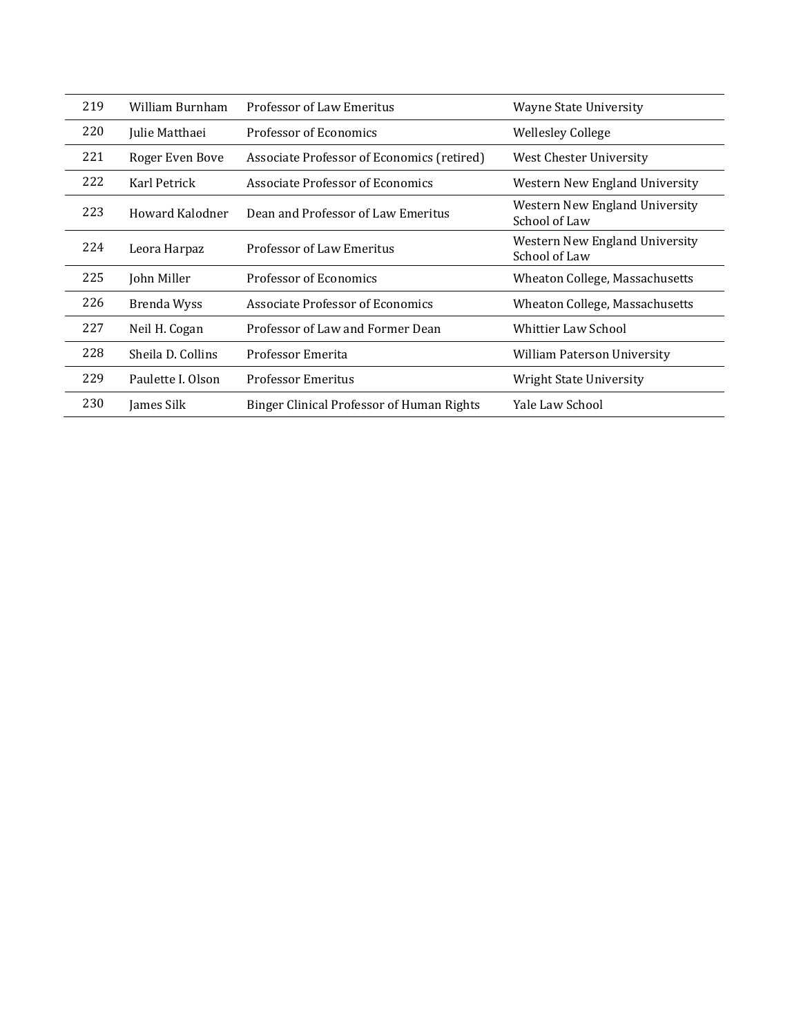| | | | |
|---|---|---|---|
| 219 | William Burnham | Professor of Law Emeritus | Wayne State University |
| 220 | Julie Matthaei | Professor of Economics | Wellesley College |
| 221 | Roger Even Bove | Associate Professor of Economics (retired) | West Chester University |
| 222 | Karl Petrick | Associate Professor of Economics | Western New England University |
| 223 | Howard Kalodner | Dean and Professor of Law Emeritus | Western New England University School of Law |
| 224 | Leora Harpaz | Professor of Law Emeritus | Western New England University School of Law |
| 225 | John Miller | Professor of Economics | Wheaton College, Massachusetts |
| 226 | Brenda Wyss | Associate Professor of Economics | Wheaton College, Massachusetts |
| 227 | Neil H. Cogan | Professor of Law and Former Dean | Whittier Law School |
| 228 | Sheila D. Collins | Professor Emerita | William Paterson University |
| 229 | Paulette I. Olson | Professor Emeritus | Wright State University |
| 230 | James Silk | Binger Clinical Professor of Human Rights | Yale Law School |